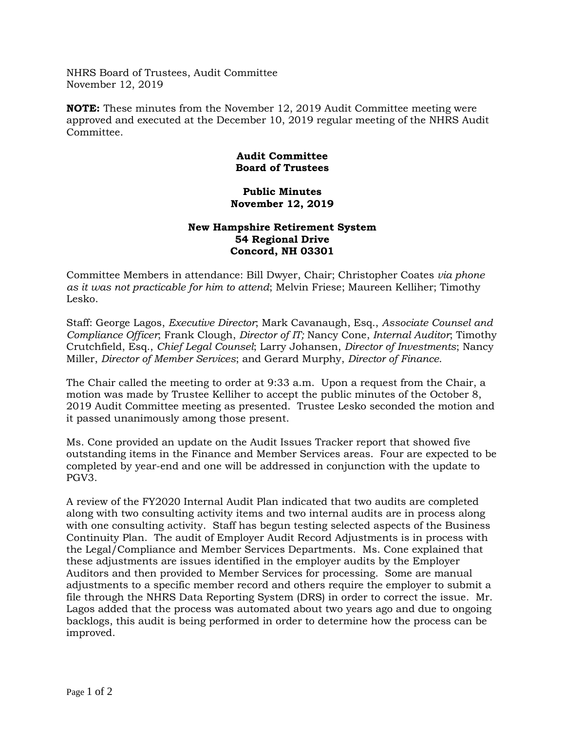NHRS Board of Trustees, Audit Committee
November 12, 2019

**NOTE:** These minutes from the November 12, 2019 Audit Committee meeting were approved and executed at the December 10, 2019 regular meeting of the NHRS Audit Committee.

**Audit Committee**
**Board of Trustees**

**Public Minutes**
**November 12, 2019**

**New Hampshire Retirement System**
**54 Regional Drive**
**Concord, NH 03301**

Committee Members in attendance: Bill Dwyer, Chair; Christopher Coates *via phone as it was not practicable for him to attend*; Melvin Friese; Maureen Kelliher; Timothy Lesko.

Staff: George Lagos, *Executive Director*; Mark Cavanaugh, Esq., *Associate Counsel and Compliance Officer*; Frank Clough, *Director of IT;* Nancy Cone, *Internal Auditor*; Timothy Crutchfield, Esq., *Chief Legal Counsel*; Larry Johansen, *Director of Investments*; Nancy Miller, *Director of Member Services*; and Gerard Murphy, *Director of Finance*.

The Chair called the meeting to order at 9:33 a.m. Upon a request from the Chair, a motion was made by Trustee Kelliher to accept the public minutes of the October 8, 2019 Audit Committee meeting as presented. Trustee Lesko seconded the motion and it passed unanimously among those present.

Ms. Cone provided an update on the Audit Issues Tracker report that showed five outstanding items in the Finance and Member Services areas. Four are expected to be completed by year-end and one will be addressed in conjunction with the update to PGV3.

A review of the FY2020 Internal Audit Plan indicated that two audits are completed along with two consulting activity items and two internal audits are in process along with one consulting activity. Staff has begun testing selected aspects of the Business Continuity Plan. The audit of Employer Audit Record Adjustments is in process with the Legal/Compliance and Member Services Departments. Ms. Cone explained that these adjustments are issues identified in the employer audits by the Employer Auditors and then provided to Member Services for processing. Some are manual adjustments to a specific member record and others require the employer to submit a file through the NHRS Data Reporting System (DRS) in order to correct the issue. Mr. Lagos added that the process was automated about two years ago and due to ongoing backlogs, this audit is being performed in order to determine how the process can be improved.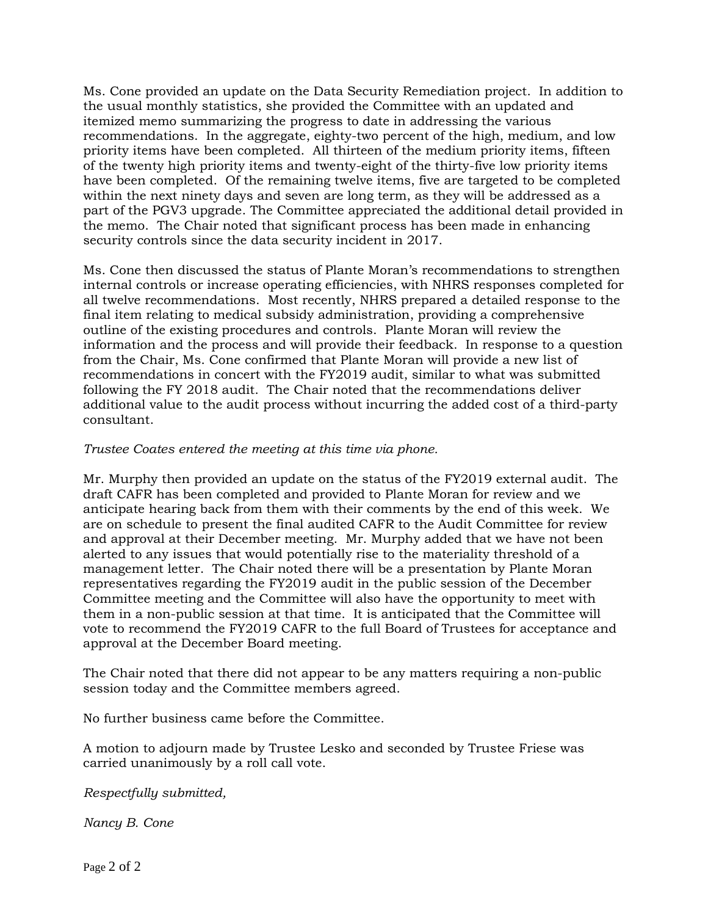Ms. Cone provided an update on the Data Security Remediation project. In addition to the usual monthly statistics, she provided the Committee with an updated and itemized memo summarizing the progress to date in addressing the various recommendations. In the aggregate, eighty-two percent of the high, medium, and low priority items have been completed. All thirteen of the medium priority items, fifteen of the twenty high priority items and twenty-eight of the thirty-five low priority items have been completed. Of the remaining twelve items, five are targeted to be completed within the next ninety days and seven are long term, as they will be addressed as a part of the PGV3 upgrade. The Committee appreciated the additional detail provided in the memo. The Chair noted that significant process has been made in enhancing security controls since the data security incident in 2017.

Ms. Cone then discussed the status of Plante Moran's recommendations to strengthen internal controls or increase operating efficiencies, with NHRS responses completed for all twelve recommendations. Most recently, NHRS prepared a detailed response to the final item relating to medical subsidy administration, providing a comprehensive outline of the existing procedures and controls. Plante Moran will review the information and the process and will provide their feedback. In response to a question from the Chair, Ms. Cone confirmed that Plante Moran will provide a new list of recommendations in concert with the FY2019 audit, similar to what was submitted following the FY 2018 audit. The Chair noted that the recommendations deliver additional value to the audit process without incurring the added cost of a third-party consultant.

*Trustee Coates entered the meeting at this time via phone.*

Mr. Murphy then provided an update on the status of the FY2019 external audit. The draft CAFR has been completed and provided to Plante Moran for review and we anticipate hearing back from them with their comments by the end of this week. We are on schedule to present the final audited CAFR to the Audit Committee for review and approval at their December meeting. Mr. Murphy added that we have not been alerted to any issues that would potentially rise to the materiality threshold of a management letter. The Chair noted there will be a presentation by Plante Moran representatives regarding the FY2019 audit in the public session of the December Committee meeting and the Committee will also have the opportunity to meet with them in a non-public session at that time. It is anticipated that the Committee will vote to recommend the FY2019 CAFR to the full Board of Trustees for acceptance and approval at the December Board meeting.

The Chair noted that there did not appear to be any matters requiring a non-public session today and the Committee members agreed.

No further business came before the Committee.

A motion to adjourn made by Trustee Lesko and seconded by Trustee Friese was carried unanimously by a roll call vote.

*Respectfully submitted,*

*Nancy B. Cone*